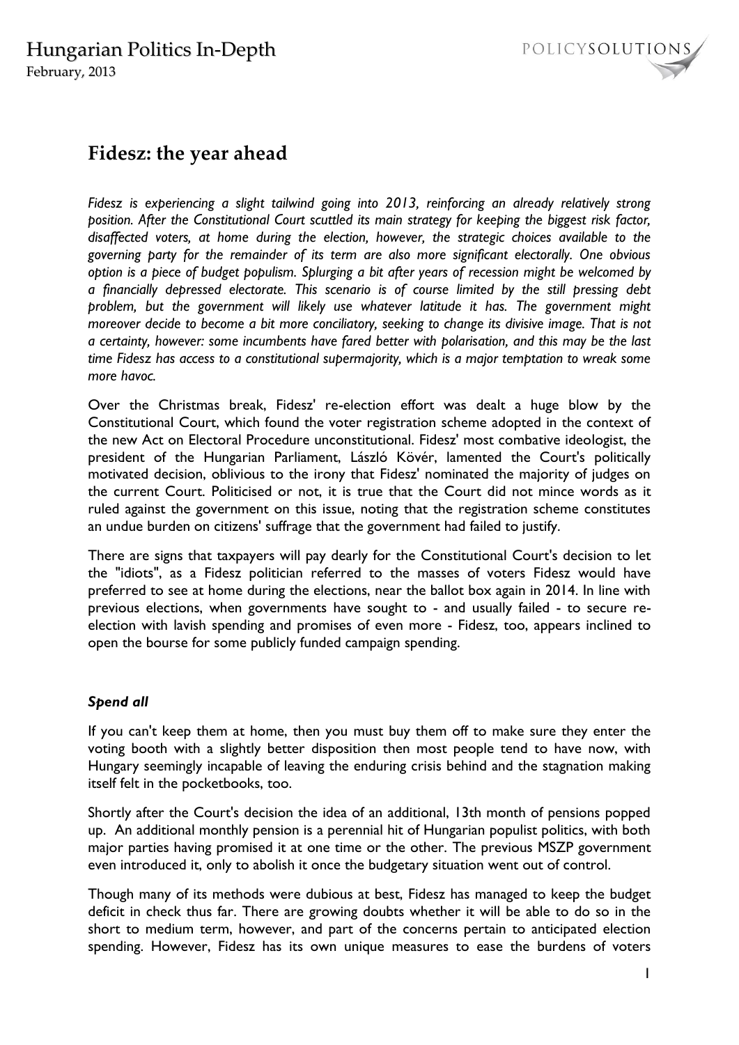# Fidesz: the year ahead

*Fidesz is experiencing a slight tailwind going into 2013, reinforcing an already relatively strong position. After the Constitutional Court scuttled its main strategy for keeping the biggest risk factor, disaffected voters, at home during the election, however, the strategic choices available to the governing party for the remainder of its term are also more significant electorally. One obvious option is a piece of budget populism. Splurging a bit after years of recession might be welcomed by a financially depressed electorate. This scenario is of course limited by the still pressing debt problem, but the government will likely use whatever latitude it has. The government might moreover decide to become a bit more conciliatory, seeking to change its divisive image. That is not a certainty, however: some incumbents have fared better with polarisation, and this may be the last time Fidesz has access to a constitutional supermajority, which is a major temptation to wreak some more havoc.*

Over the Christmas break, Fidesz' re-election effort was dealt a huge blow by the Constitutional Court, which found the voter registration scheme adopted in the context of the new Act on Electoral Procedure unconstitutional. Fidesz' most combative ideologist, the president of the Hungarian Parliament, László Kövér, lamented the Court's politically motivated decision, oblivious to the irony that Fidesz' nominated the majority of judges on the current Court. Politicised or not, it is true that the Court did not mince words as it ruled against the government on this issue, noting that the registration scheme constitutes an undue burden on citizens' suffrage that the government had failed to justify.

There are signs that taxpayers will pay dearly for the Constitutional Court's decision to let the "idiots", as a Fidesz politician referred to the masses of voters Fidesz would have preferred to see at home during the elections, near the ballot box again in 2014. In line with previous elections, when governments have sought to - and usually failed - to secure re-election with lavish spending and promises of even more - Fidesz, too, appears inclined to open the bourse for some publicly funded campaign spending.

### *Spend all*

If you can't keep them at home, then you must buy them off to make sure they enter the voting booth with a slightly better disposition then most people tend to have now, with Hungary seemingly incapable of leaving the enduring crisis behind and the stagnation making itself felt in the pocketbooks, too.

Shortly after the Court's decision the idea of an additional, 13th month of pensions popped up. An additional monthly pension is a perennial hit of Hungarian populist politics, with both major parties having promised it at one time or the other. The previous MSZP government even introduced it, only to abolish it once the budgetary situation went out of control.

Though many of its methods were dubious at best, Fidesz has managed to keep the budget deficit in check thus far. There are growing doubts whether it will be able to do so in the short to medium term, however, and part of the concerns pertain to anticipated election spending. However, Fidesz has its own unique measures to ease the burdens of voters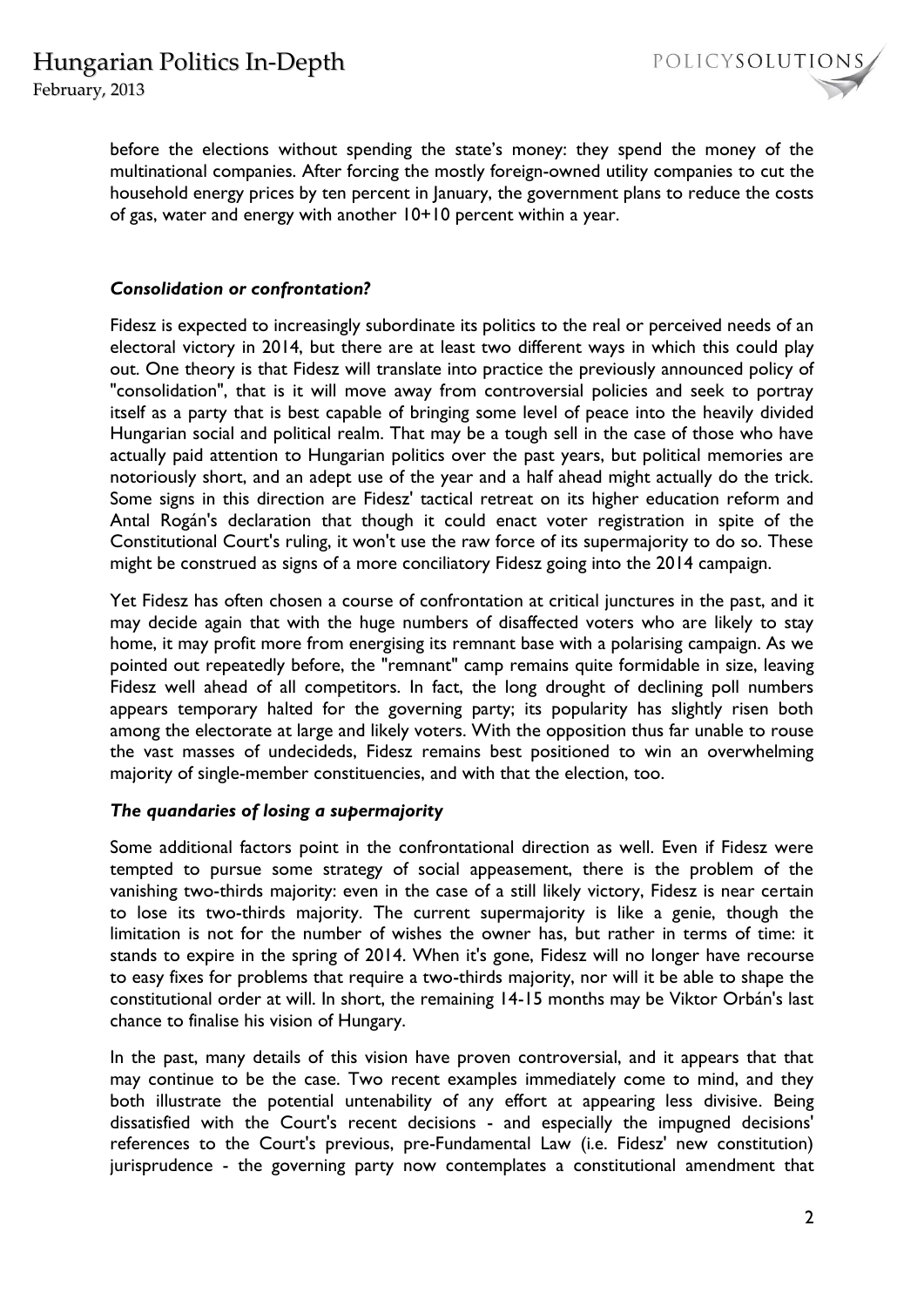before the elections without spending the state's money: they spend the money of the multinational companies. After forcing the mostly foreign-owned utility companies to cut the household energy prices by ten percent in January, the government plans to reduce the costs of gas, water and energy with another 10+10 percent within a year.

### *Consolidation or confrontation?*

Fidesz is expected to increasingly subordinate its politics to the real or perceived needs of an electoral victory in 2014, but there are at least two different ways in which this could play out. One theory is that Fidesz will translate into practice the previously announced policy of "consolidation", that is it will move away from controversial policies and seek to portray itself as a party that is best capable of bringing some level of peace into the heavily divided Hungarian social and political realm. That may be a tough sell in the case of those who have actually paid attention to Hungarian politics over the past years, but political memories are notoriously short, and an adept use of the year and a half ahead might actually do the trick. Some signs in this direction are Fidesz' tactical retreat on its higher education reform and Antal Rogán's declaration that though it could enact voter registration in spite of the Constitutional Court's ruling, it won't use the raw force of its supermajority to do so. These might be construed as signs of a more conciliatory Fidesz going into the 2014 campaign.

Yet Fidesz has often chosen a course of confrontation at critical junctures in the past, and it may decide again that with the huge numbers of disaffected voters who are likely to stay home, it may profit more from energising its remnant base with a polarising campaign. As we pointed out repeatedly before, the "remnant" camp remains quite formidable in size, leaving Fidesz well ahead of all competitors. In fact, the long drought of declining poll numbers appears temporary halted for the governing party; its popularity has slightly risen both among the electorate at large and likely voters. With the opposition thus far unable to rouse the vast masses of undecideds, Fidesz remains best positioned to win an overwhelming majority of single-member constituencies, and with that the election, too.

### *The quandaries of losing a supermajority*

Some additional factors point in the confrontational direction as well. Even if Fidesz were tempted to pursue some strategy of social appeasement, there is the problem of the vanishing two-thirds majority: even in the case of a still likely victory, Fidesz is near certain to lose its two-thirds majority. The current supermajority is like a genie, though the limitation is not for the number of wishes the owner has, but rather in terms of time: it stands to expire in the spring of 2014. When it's gone, Fidesz will no longer have recourse to easy fixes for problems that require a two-thirds majority, nor will it be able to shape the constitutional order at will. In short, the remaining 14-15 months may be Viktor Orbán's last chance to finalise his vision of Hungary.

In the past, many details of this vision have proven controversial, and it appears that that may continue to be the case. Two recent examples immediately come to mind, and they both illustrate the potential untenability of any effort at appearing less divisive. Being dissatisfied with the Court's recent decisions - and especially the impugned decisions' references to the Court's previous, pre-Fundamental Law (i.e. Fidesz' new constitution) jurisprudence - the governing party now contemplates a constitutional amendment that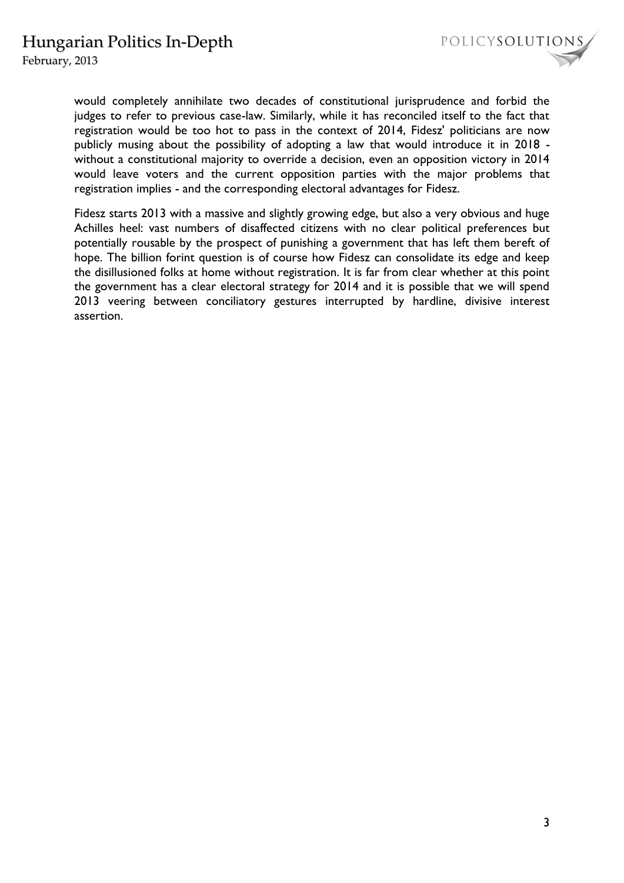would completely annihilate two decades of constitutional jurisprudence and forbid the judges to refer to previous case-law. Similarly, while it has reconciled itself to the fact that registration would be too hot to pass in the context of 2014, Fidesz' politicians are now publicly musing about the possibility of adopting a law that would introduce it in 2018 - without a constitutional majority to override a decision, even an opposition victory in 2014 would leave voters and the current opposition parties with the major problems that registration implies - and the corresponding electoral advantages for Fidesz.

Fidesz starts 2013 with a massive and slightly growing edge, but also a very obvious and huge Achilles heel: vast numbers of disaffected citizens with no clear political preferences but potentially rousable by the prospect of punishing a government that has left them bereft of hope. The billion forint question is of course how Fidesz can consolidate its edge and keep the disillusioned folks at home without registration. It is far from clear whether at this point the government has a clear electoral strategy for 2014 and it is possible that we will spend 2013 veering between conciliatory gestures interrupted by hardline, divisive interest assertion.